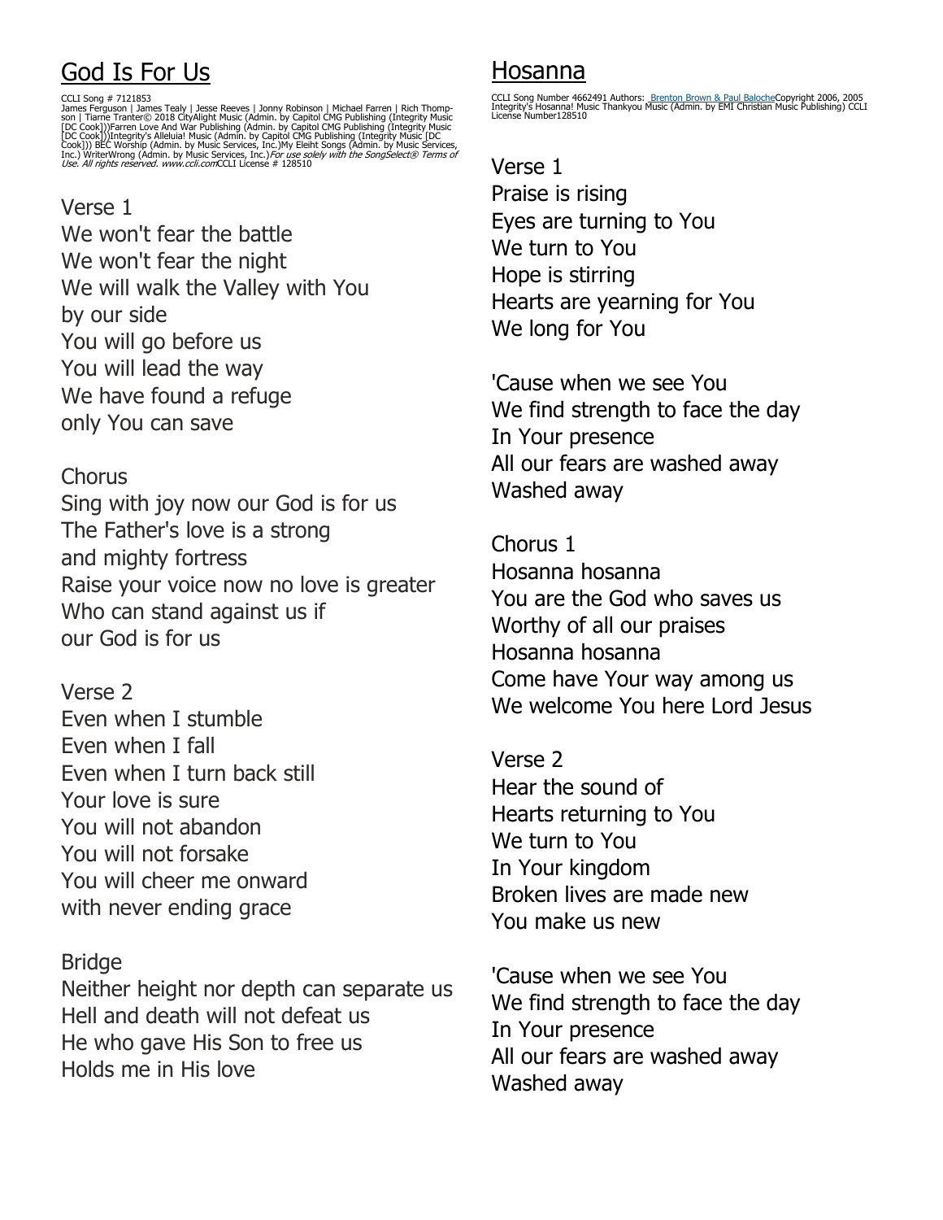# God Is For Us

CCLI Song # 7121853
James Ferguson | James Tealy | Jesse Reeves | Jonny Robinson | Michael Farren | Rich Thompson | Tiarne Tranter© 2018 CityAlight Music (Admin. by Capitol CMG Publishing (Integrity Music [DC Cook]))Farren Love And War Publishing (Admin. by Capitol CMG Publishing (Integrity Music [DC Cook]))Integrity's Alleluia! Music (Admin. by Capitol CMG Publishing (Integrity Music [DC Cook])) BEC Worship (Admin. by Music Services, Inc.)My Eleiht Songs (Admin. by Music Services, Inc.) WriterWrong (Admin. by Music Services, Inc.)*For use solely with the SongSelect® Terms of Use. All rights reserved. www.ccli.com*CCLI License # 128510

Verse 1
We won't fear the battle
We won't fear the night
We will walk the Valley with You
by our side
You will go before us
You will lead the way
We have found a refuge
only You can save

Chorus
Sing with joy now our God is for us
The Father's love is a strong
and mighty fortress
Raise your voice now no love is greater
Who can stand against us if
our God is for us

Verse 2
Even when I stumble
Even when I fall
Even when I turn back still
Your love is sure
You will not abandon
You will not forsake
You will cheer me onward
with never ending grace

Bridge
Neither height nor depth can separate us
Hell and death will not defeat us
He who gave His Son to free us
Holds me in His love

# Hosanna

CCLI Song Number 4662491 Authors: Brenton Brown & Paul BalocheCopyright 2006, 2005 Integrity's Hosanna! Music Thankyou Music (Admin. by EMI Christian Music Publishing) CCLI License Number128510

Verse 1
Praise is rising
Eyes are turning to You
We turn to You
Hope is stirring
Hearts are yearning for You
We long for You

'Cause when we see You
We find strength to face the day
In Your presence
All our fears are washed away
Washed away

Chorus 1
Hosanna hosanna
You are the God who saves us
Worthy of all our praises
Hosanna hosanna
Come have Your way among us
We welcome You here Lord Jesus

Verse 2
Hear the sound of
Hearts returning to You
We turn to You
In Your kingdom
Broken lives are made new
You make us new

'Cause when we see You
We find strength to face the day
In Your presence
All our fears are washed away
Washed away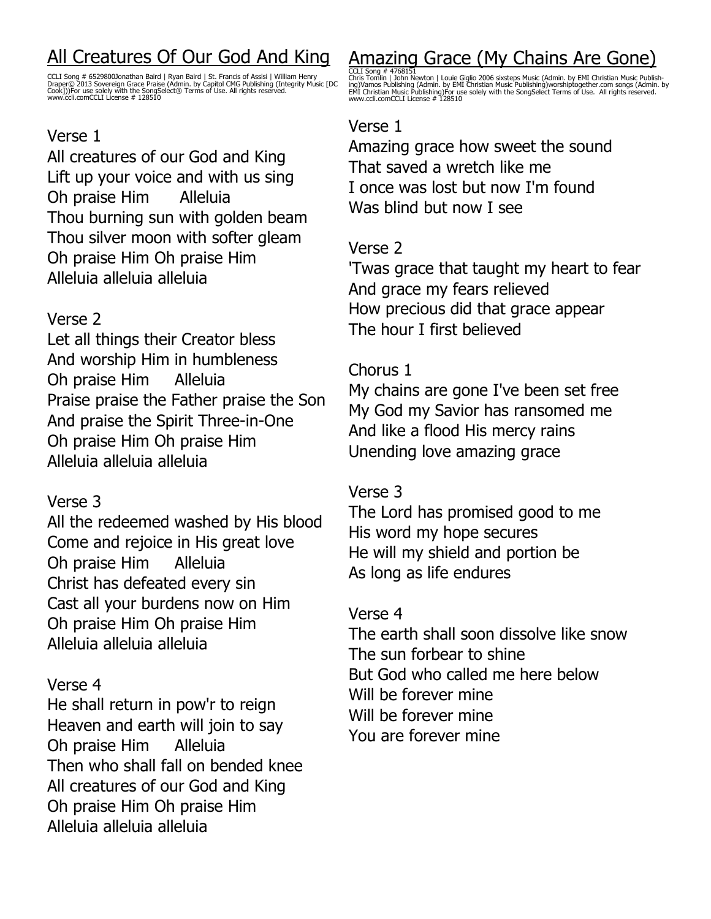## All Creatures Of Our God And King

CCLI Song # 6529800Jonathan Baird | Ryan Baird | St. Francis of Assisi | William Henry Draper© 2013 Sovereign Grace Praise (Admin. by Capitol CMG Publishing (Integrity Music [DC Cook]))For use solely with the SongSelect® Terms of Use. All rights reserved. www.ccli.comCCLI License # 128510

Verse 1

All creatures of our God and King
Lift up your voice and with us sing
Oh praise Him   Alleluia
Thou burning sun with golden beam
Thou silver moon with softer gleam
Oh praise Him Oh praise Him
Alleluia alleluia alleluia

Verse 2

Let all things their Creator bless
And worship Him in humbleness
Oh praise Him   Alleluia
Praise praise the Father praise the Son
And praise the Spirit Three-in-One
Oh praise Him Oh praise Him
Alleluia alleluia alleluia

Verse 3

All the redeemed washed by His blood
Come and rejoice in His great love
Oh praise Him   Alleluia
Christ has defeated every sin
Cast all your burdens now on Him
Oh praise Him Oh praise Him
Alleluia alleluia alleluia

Verse 4

He shall return in pow'r to reign
Heaven and earth will join to say
Oh praise Him   Alleluia
Then who shall fall on bended knee
All creatures of our God and King
Oh praise Him Oh praise Him
Alleluia alleluia alleluia

## Amazing Grace (My Chains Are Gone)

CCLI Song # 4768151
Chris Tomlin | John Newton | Louie Giglio 2006 sixsteps Music (Admin. by EMI Christian Music Publishing)Vamos Publishing (Admin. by EMI Christian Music Publishing)worshiptogether.com songs (Admin. by EMI Christian Music Publishing)For use solely with the SongSelect Terms of Use. All rights reserved. www.ccli.comCCLI License # 128510

Verse 1

Amazing grace how sweet the sound
That saved a wretch like me
I once was lost but now I'm found
Was blind but now I see

Verse 2

'Twas grace that taught my heart to fear
And grace my fears relieved
How precious did that grace appear
The hour I first believed

Chorus 1

My chains are gone I've been set free
My God my Savior has ransomed me
And like a flood His mercy rains
Unending love amazing grace

Verse 3

The Lord has promised good to me
His word my hope secures
He will my shield and portion be
As long as life endures

Verse 4

The earth shall soon dissolve like snow
The sun forbear to shine
But God who called me here below
Will be forever mine
Will be forever mine
You are forever mine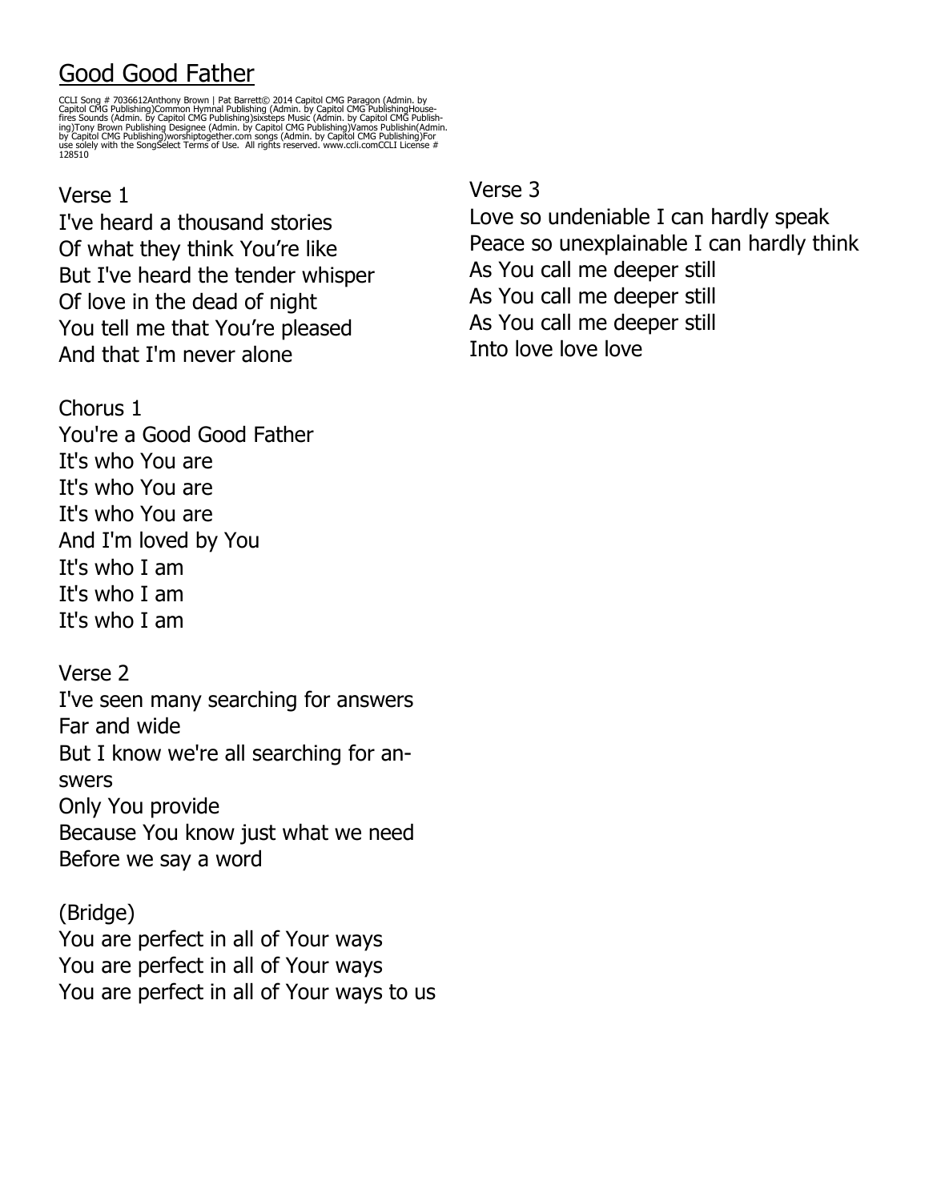# Good Good Father

CCLI Song # 7036612Anthony Brown | Pat Barrett© 2014 Capitol CMG Paragon (Admin. by Capitol CMG Publishing)Common Hymnal Publishing (Admin. by Capitol CMG PublishingHousefires Sounds (Admin. by Capitol CMG Publishing)sixsteps Music (Admin. by Capitol CMG Publishing)Tony Brown Publishing Designee (Admin. by Capitol CMG Publishing)Vamos Publishin(Admin. by Capitol CMG Publishing)worshiptogether.com songs (Admin. by Capitol CMG Publishing)For use solely with the SongSelect Terms of Use. All rights reserved. www.ccli.comCCLI License # 128510

Verse 1
I've heard a thousand stories
Of what they think You're like
But I've heard the tender whisper
Of love in the dead of night
You tell me that You're pleased
And that I'm never alone

Chorus 1
You're a Good Good Father
It's who You are
It's who You are
It's who You are
And I'm loved by You
It's who I am
It's who I am
It's who I am

Verse 2
I've seen many searching for answers
Far and wide
But I know we're all searching for answers
Only You provide
Because You know just what we need
Before we say a word

(Bridge)
You are perfect in all of Your ways
You are perfect in all of Your ways
You are perfect in all of Your ways to us

Verse 3
Love so undeniable I can hardly speak
Peace so unexplainable I can hardly think
As You call me deeper still
As You call me deeper still
As You call me deeper still
Into love love love